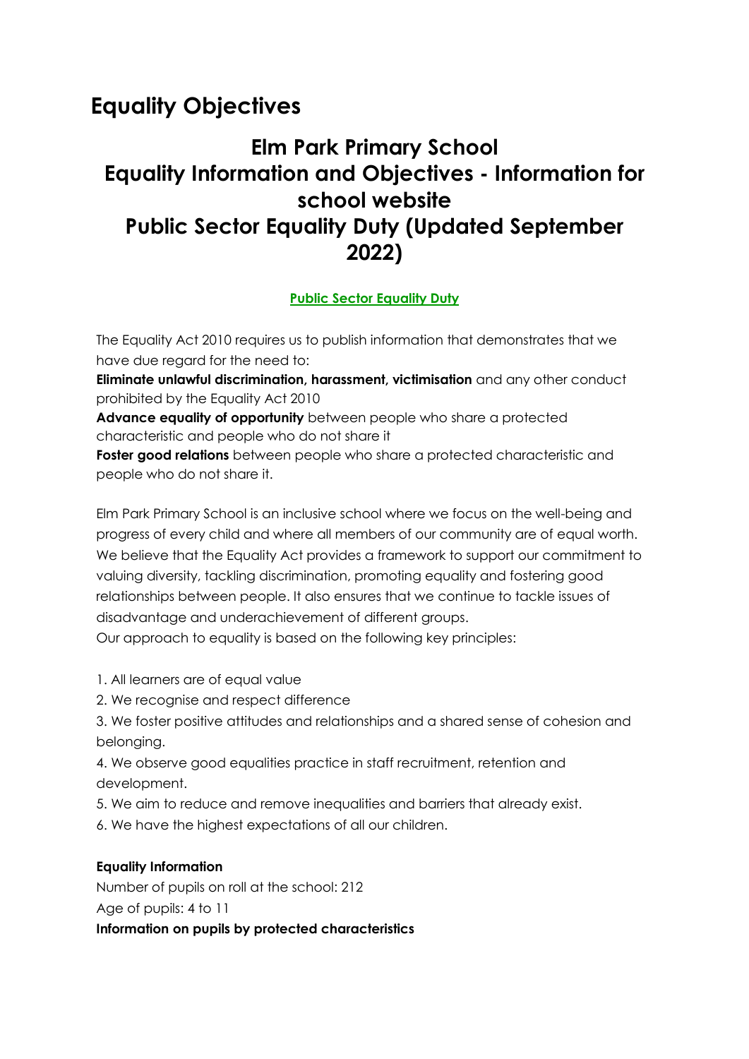# Equality Objectives

## Elm Park Primary School
## Equality Information and Objectives - Information for school website
## Public Sector Equality Duty (Updated September 2022)

**Public Sector Equality Duty**

The Equality Act 2010 requires us to publish information that demonstrates that we have due regard for the need to:

**Eliminate unlawful discrimination, harassment, victimisation** and any other conduct prohibited by the Equality Act 2010

**Advance equality of opportunity** between people who share a protected characteristic and people who do not share it

**Foster good relations** between people who share a protected characteristic and people who do not share it.

Elm Park Primary School is an inclusive school where we focus on the well-being and progress of every child and where all members of our community are of equal worth. We believe that the Equality Act provides a framework to support our commitment to valuing diversity, tackling discrimination, promoting equality and fostering good relationships between people. It also ensures that we continue to tackle issues of disadvantage and underachievement of different groups.

Our approach to equality is based on the following key principles:

1. All learners are of equal value
2. We recognise and respect difference
3. We foster positive attitudes and relationships and a shared sense of cohesion and belonging.
4. We observe good equalities practice in staff recruitment, retention and development.
5. We aim to reduce and remove inequalities and barriers that already exist.
6. We have the highest expectations of all our children.

**Equality Information**

Number of pupils on roll at the school: 212

Age of pupils: 4 to 11

**Information on pupils by protected characteristics**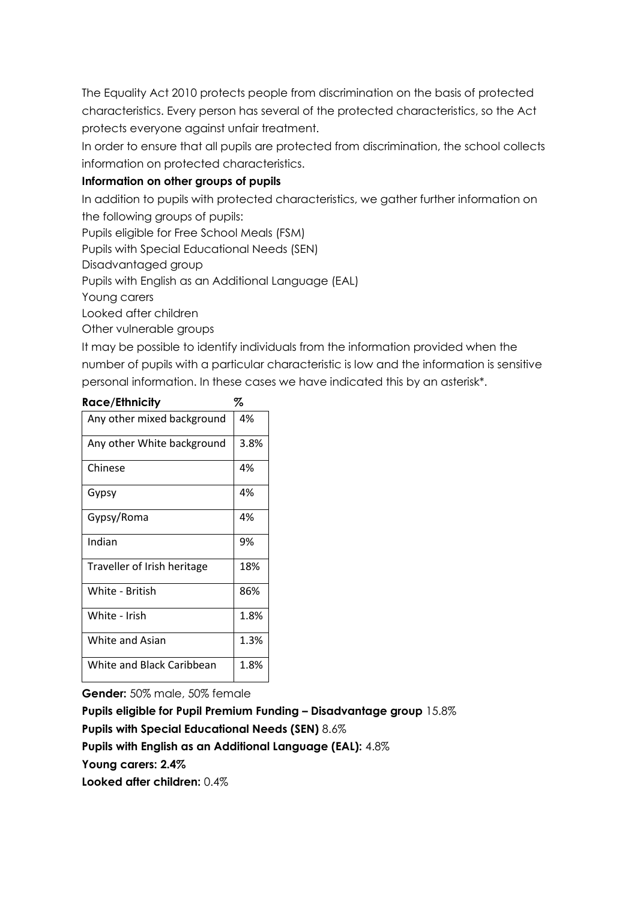The Equality Act 2010 protects people from discrimination on the basis of protected characteristics. Every person has several of the protected characteristics, so the Act protects everyone against unfair treatment.

In order to ensure that all pupils are protected from discrimination, the school collects information on protected characteristics.

**Information on other groups of pupils**

In addition to pupils with protected characteristics, we gather further information on the following groups of pupils:

Pupils eligible for Free School Meals (FSM)

Pupils with Special Educational Needs (SEN)

Disadvantaged group

Pupils with English as an Additional Language (EAL)

Young carers

Looked after children

Other vulnerable groups

It may be possible to identify individuals from the information provided when the number of pupils with a particular characteristic is low and the information is sensitive personal information. In these cases we have indicated this by an asterisk*.

| **Race/Ethnicity** | **%** |
|---|---|
| Any other mixed background | 4% |
| Any other White background | 3.8% |
| Chinese | 4% |
| Gypsy | 4% |
| Gypsy/Roma | 4% |
| Indian | 9% |
| Traveller of Irish heritage | 18% |
| White - British | 86% |
| White - Irish | 1.8% |
| White and Asian | 1.3% |
| White and Black Caribbean | 1.8% |

**Gender:** 50% male, 50% female

**Pupils eligible for Pupil Premium Funding – Disadvantage group** 15.8%

**Pupils with Special Educational Needs (SEN)** 8.6%

**Pupils with English as an Additional Language (EAL):** 4.8%

**Young carers: 2.4%**

**Looked after children:** 0.4%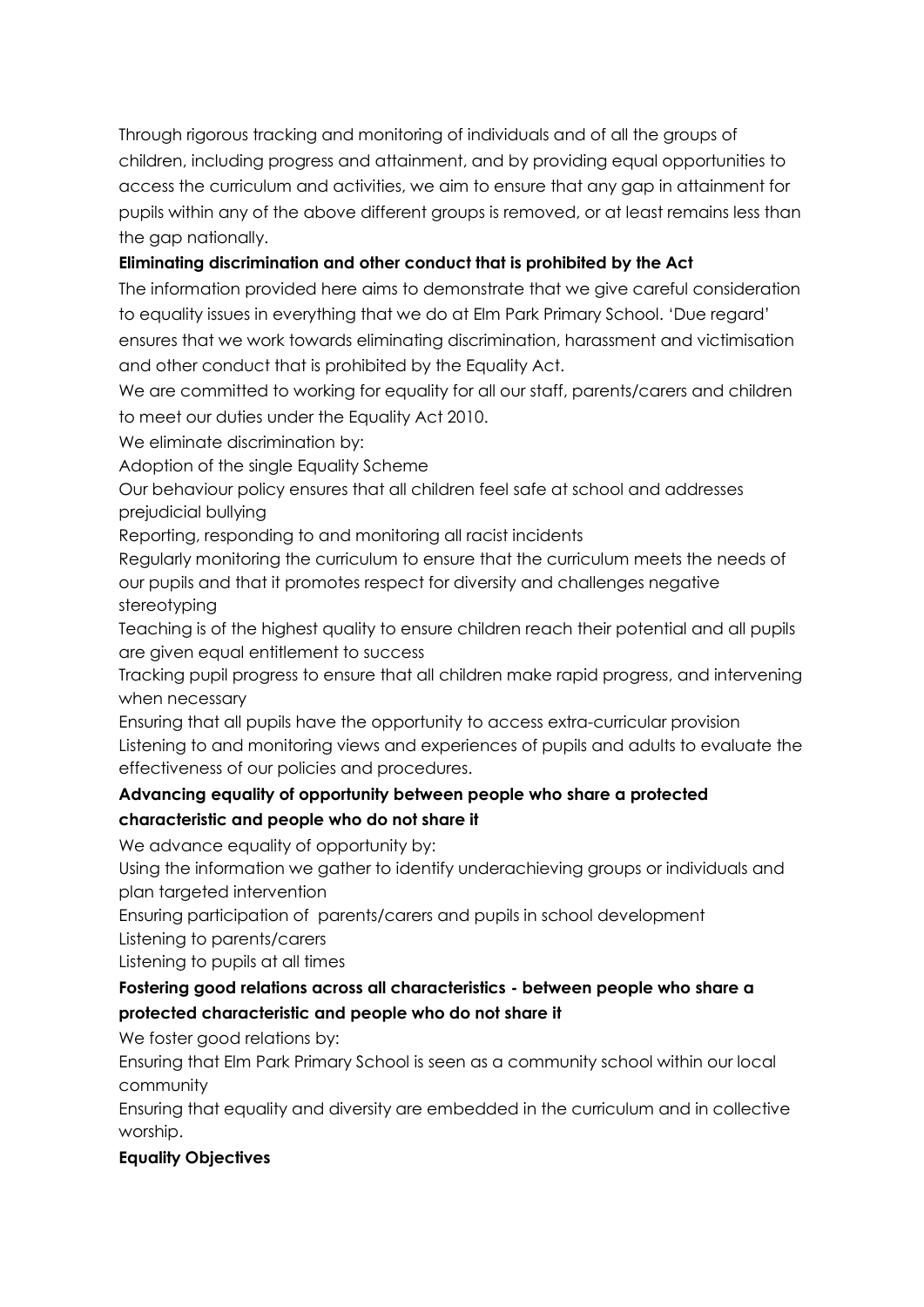Through rigorous tracking and monitoring of individuals and of all the groups of children, including progress and attainment, and by providing equal opportunities to access the curriculum and activities, we aim to ensure that any gap in attainment for pupils within any of the above different groups is removed, or at least remains less than the gap nationally.

**Eliminating discrimination and other conduct that is prohibited by the Act**

The information provided here aims to demonstrate that we give careful consideration to equality issues in everything that we do at Elm Park Primary School. 'Due regard' ensures that we work towards eliminating discrimination, harassment and victimisation and other conduct that is prohibited by the Equality Act.

We are committed to working for equality for all our staff, parents/carers and children to meet our duties under the Equality Act 2010.

We eliminate discrimination by:

Adoption of the single Equality Scheme

Our behaviour policy ensures that all children feel safe at school and addresses prejudicial bullying

Reporting, responding to and monitoring all racist incidents

Regularly monitoring the curriculum to ensure that the curriculum meets the needs of our pupils and that it promotes respect for diversity and challenges negative stereotyping

Teaching is of the highest quality to ensure children reach their potential and all pupils are given equal entitlement to success

Tracking pupil progress to ensure that all children make rapid progress, and intervening when necessary

Ensuring that all pupils have the opportunity to access extra-curricular provision

Listening to and monitoring views and experiences of pupils and adults to evaluate the effectiveness of our policies and procedures.

**Advancing equality of opportunity between people who share a protected characteristic and people who do not share it**

We advance equality of opportunity by:

Using the information we gather to identify underachieving groups or individuals and plan targeted intervention

Ensuring participation of parents/carers and pupils in school development

Listening to parents/carers

Listening to pupils at all times

**Fostering good relations across all characteristics - between people who share a protected characteristic and people who do not share it**

We foster good relations by:

Ensuring that Elm Park Primary School is seen as a community school within our local community

Ensuring that equality and diversity are embedded in the curriculum and in collective worship.

**Equality Objectives**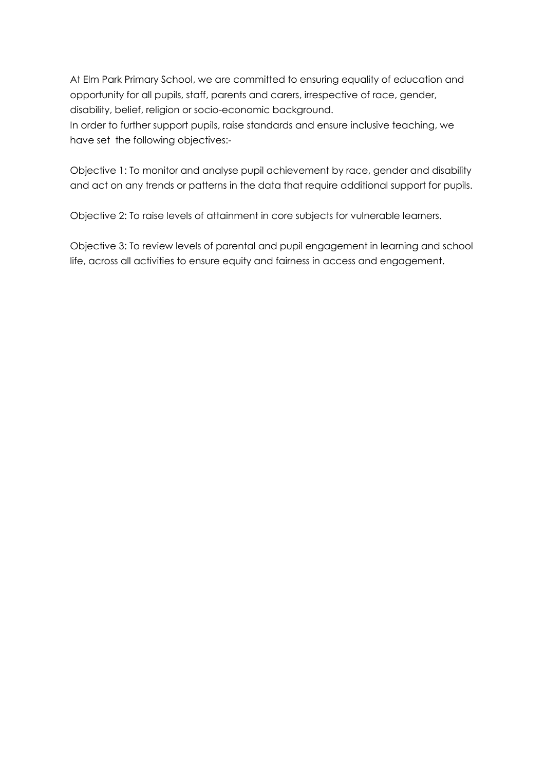At Elm Park Primary School, we are committed to ensuring equality of education and opportunity for all pupils, staff, parents and carers, irrespective of race, gender, disability, belief, religion or socio-economic background.
In order to further support pupils, raise standards and ensure inclusive teaching, we have set the following objectives:-

Objective 1: To monitor and analyse pupil achievement by race, gender and disability and act on any trends or patterns in the data that require additional support for pupils.

Objective 2: To raise levels of attainment in core subjects for vulnerable learners.

Objective 3: To review levels of parental and pupil engagement in learning and school life, across all activities to ensure equity and fairness in access and engagement.